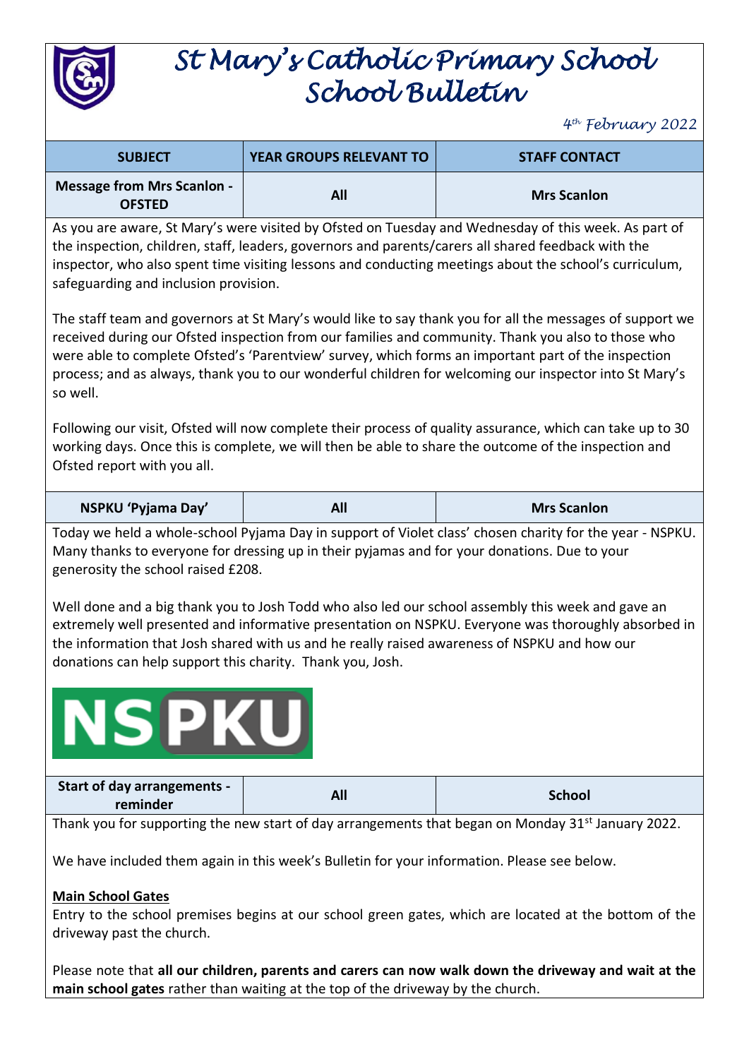# St Mary's Catholic Primary School
# School Bulletin

*4th February 2022*

| SUBJECT | YEAR GROUPS RELEVANT TO | STAFF CONTACT |
|---|---|---|
| **Message from Mrs Scanlon - OFSTED** | **All** | **Mrs Scanlon** |

As you are aware, St Mary's were visited by Ofsted on Tuesday and Wednesday of this week. As part of the inspection, children, staff, leaders, governors and parents/carers all shared feedback with the inspector, who also spent time visiting lessons and conducting meetings about the school's curriculum, safeguarding and inclusion provision.

The staff team and governors at St Mary's would like to say thank you for all the messages of support we received during our Ofsted inspection from our families and community. Thank you also to those who were able to complete Ofsted's 'Parentview' survey, which forms an important part of the inspection process; and as always, thank you to our wonderful children for welcoming our inspector into St Mary's so well.

Following our visit, Ofsted will now complete their process of quality assurance, which can take up to 30 working days. Once this is complete, we will then be able to share the outcome of the inspection and Ofsted report with you all.

| SUBJECT | YEAR GROUPS RELEVANT TO | STAFF CONTACT |
|---|---|---|
| **NSPKU 'Pyjama Day'** | **All** | **Mrs Scanlon** |

Today we held a whole-school Pyjama Day in support of Violet class' chosen charity for the year - NSPKU. Many thanks to everyone for dressing up in their pyjamas and for your donations. Due to your generosity the school raised £208.

Well done and a big thank you to Josh Todd who also led our school assembly this week and gave an extremely well presented and informative presentation on NSPKU. Everyone was thoroughly absorbed in the information that Josh shared with us and he really raised awareness of NSPKU and how our donations can help support this charity. Thank you, Josh.

NSPKU

| SUBJECT | YEAR GROUPS RELEVANT TO | STAFF CONTACT |
|---|---|---|
| **Start of day arrangements - reminder** | **All** | **School** |

Thank you for supporting the new start of day arrangements that began on Monday 31st January 2022.

We have included them again in this week's Bulletin for your information. Please see below.

**Main School Gates**

Entry to the school premises begins at our school green gates, which are located at the bottom of the driveway past the church.

Please note that **all our children, parents and carers can now walk down the driveway and wait at the main school gates** rather than waiting at the top of the driveway by the church.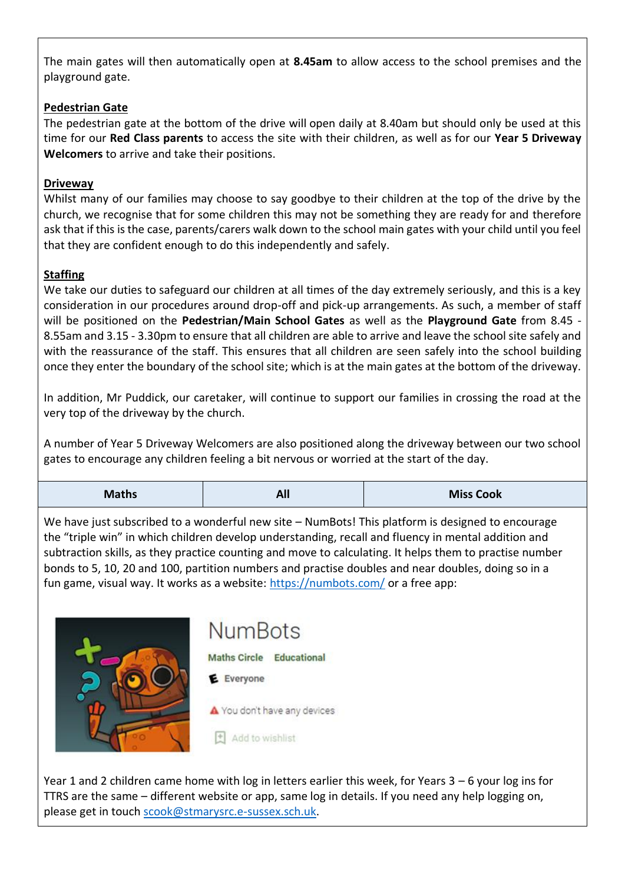The main gates will then automatically open at **8.45am** to allow access to the school premises and the playground gate.

**Pedestrian Gate**

The pedestrian gate at the bottom of the drive will open daily at 8.40am but should only be used at this time for our **Red Class parents** to access the site with their children, as well as for our **Year 5 Driveway Welcomers** to arrive and take their positions.

**Driveway**

Whilst many of our families may choose to say goodbye to their children at the top of the drive by the church, we recognise that for some children this may not be something they are ready for and therefore ask that if this is the case, parents/carers walk down to the school main gates with your child until you feel that they are confident enough to do this independently and safely.

**Staffing**

We take our duties to safeguard our children at all times of the day extremely seriously, and this is a key consideration in our procedures around drop-off and pick-up arrangements. As such, a member of staff will be positioned on the **Pedestrian/Main School Gates** as well as the **Playground Gate** from 8.45 - 8.55am and 3.15 - 3.30pm to ensure that all children are able to arrive and leave the school site safely and with the reassurance of the staff. This ensures that all children are seen safely into the school building once they enter the boundary of the school site; which is at the main gates at the bottom of the driveway.

In addition, Mr Puddick, our caretaker, will continue to support our families in crossing the road at the very top of the driveway by the church.

A number of Year 5 Driveway Welcomers are also positioned along the driveway between our two school gates to encourage any children feeling a bit nervous or worried at the start of the day.

| Maths | All | Miss Cook |
|---|---|---|

We have just subscribed to a wonderful new site – NumBots! This platform is designed to encourage the "triple win" in which children develop understanding, recall and fluency in mental addition and subtraction skills, as they practice counting and move to calculating. It helps them to practise number bonds to 5, 10, 20 and 100, partition numbers and practise doubles and near doubles, doing so in a fun game, visual way. It works as a website: https://numbots.com/ or a free app:

NumBots

Maths Circle Educational

Everyone

You don't have any devices

Add to wishlist

Year 1 and 2 children came home with log in letters earlier this week, for Years 3 – 6 your log ins for TTRS are the same – different website or app, same log in details. If you need any help logging on, please get in touch scook@stmarysrc.e-sussex.sch.uk.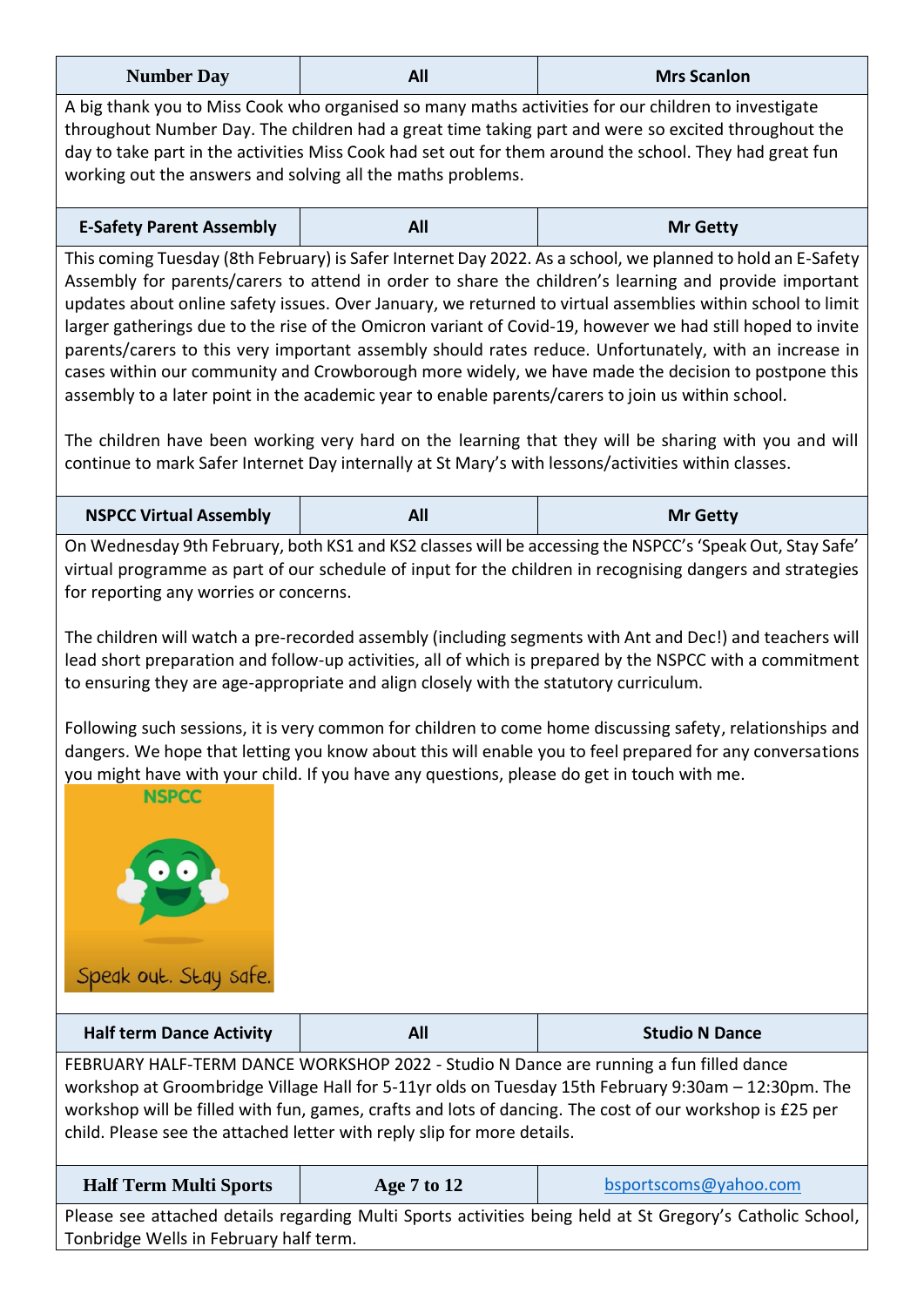| Number Day | All | Mrs Scanlon |
|---|---|---|

A big thank you to Miss Cook who organised so many maths activities for our children to investigate throughout Number Day. The children had a great time taking part and were so excited throughout the day to take part in the activities Miss Cook had set out for them around the school. They had great fun working out the answers and solving all the maths problems.

| E-Safety Parent Assembly | All | Mr Getty |
|---|---|---|

This coming Tuesday (8th February) is Safer Internet Day 2022. As a school, we planned to hold an E-Safety Assembly for parents/carers to attend in order to share the children's learning and provide important updates about online safety issues. Over January, we returned to virtual assemblies within school to limit larger gatherings due to the rise of the Omicron variant of Covid-19, however we had still hoped to invite parents/carers to this very important assembly should rates reduce. Unfortunately, with an increase in cases within our community and Crowborough more widely, we have made the decision to postpone this assembly to a later point in the academic year to enable parents/carers to join us within school.

The children have been working very hard on the learning that they will be sharing with you and will continue to mark Safer Internet Day internally at St Mary's with lessons/activities within classes.

| NSPCC Virtual Assembly | All | Mr Getty |
|---|---|---|

On Wednesday 9th February, both KS1 and KS2 classes will be accessing the NSPCC's 'Speak Out, Stay Safe' virtual programme as part of our schedule of input for the children in recognising dangers and strategies for reporting any worries or concerns.

The children will watch a pre-recorded assembly (including segments with Ant and Dec!) and teachers will lead short preparation and follow-up activities, all of which is prepared by the NSPCC with a commitment to ensuring they are age-appropriate and align closely with the statutory curriculum.

Following such sessions, it is very common for children to come home discussing safety, relationships and dangers. We hope that letting you know about this will enable you to feel prepared for any conversations you might have with your child. If you have any questions, please do get in touch with me.

NSPCC

Speak out. Stay safe.

| Half term Dance Activity | All | Studio N Dance |
|---|---|---|

FEBRUARY HALF-TERM DANCE WORKSHOP 2022 - Studio N Dance are running a fun filled dance workshop at Groombridge Village Hall for 5-11yr olds on Tuesday 15th February 9:30am – 12:30pm. The workshop will be filled with fun, games, crafts and lots of dancing. The cost of our workshop is £25 per child. Please see the attached letter with reply slip for more details.

| Half Term Multi Sports | Age 7 to 12 | bsportscoms@yahoo.com |
|---|---|---|

Please see attached details regarding Multi Sports activities being held at St Gregory's Catholic School, Tonbridge Wells in February half term.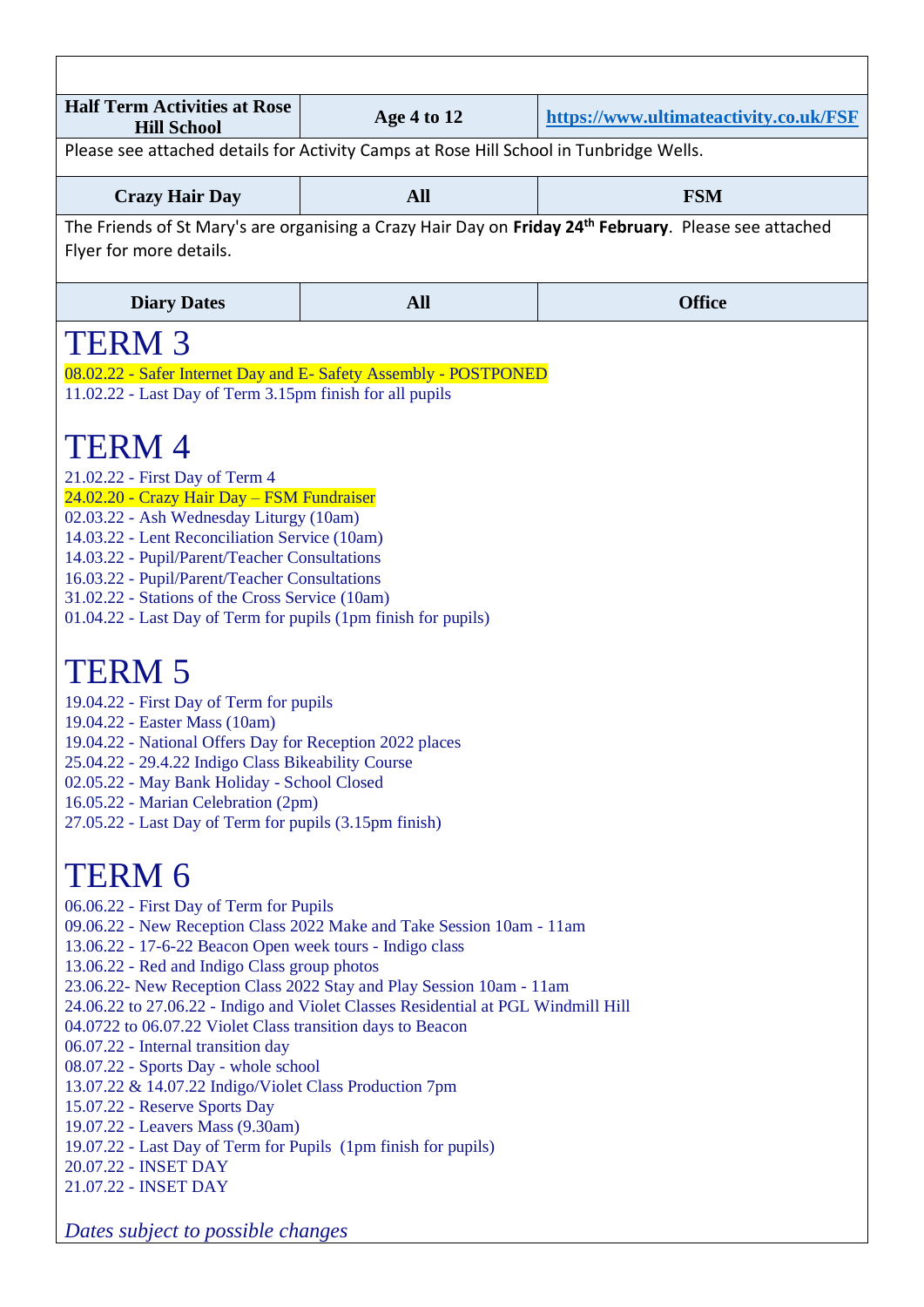| Half Term Activities at Rose Hill School | Age 4 to 12 | https://www.ultimateactivity.co.uk/FSF |
|---|---|---|

Please see attached details for Activity Camps at Rose Hill School in Tunbridge Wells.

| Crazy Hair Day | All | FSM |
|---|---|---|

The Friends of St Mary's are organising a Crazy Hair Day on **Friday 24th February**. Please see attached Flyer for more details.

| Diary Dates | All | Office |
|---|---|---|

# TERM 3

08.02.22 - Safer Internet Day and E- Safety Assembly - POSTPONED
11.02.22 - Last Day of Term 3.15pm finish for all pupils

# TERM 4

21.02.22 - First Day of Term 4
24.02.20 - Crazy Hair Day – FSM Fundraiser
02.03.22 - Ash Wednesday Liturgy (10am)
14.03.22 - Lent Reconciliation Service (10am)
14.03.22 - Pupil/Parent/Teacher Consultations
16.03.22 - Pupil/Parent/Teacher Consultations
31.02.22 - Stations of the Cross Service (10am)
01.04.22 - Last Day of Term for pupils (1pm finish for pupils)

# TERM 5

19.04.22 - First Day of Term for pupils
19.04.22 - Easter Mass (10am)
19.04.22 - National Offers Day for Reception 2022 places
25.04.22 - 29.4.22 Indigo Class Bikeability Course
02.05.22 - May Bank Holiday - School Closed
16.05.22 - Marian Celebration (2pm)
27.05.22 - Last Day of Term for pupils (3.15pm finish)

# TERM 6

06.06.22 - First Day of Term for Pupils
09.06.22 - New Reception Class 2022 Make and Take Session 10am - 11am
13.06.22 - 17-6-22 Beacon Open week tours - Indigo class
13.06.22 - Red and Indigo Class group photos
23.06.22- New Reception Class 2022 Stay and Play Session 10am - 11am
24.06.22 to 27.06.22 - Indigo and Violet Classes Residential at PGL Windmill Hill
04.0722 to 06.07.22 Violet Class transition days to Beacon
06.07.22 - Internal transition day
08.07.22 - Sports Day - whole school
13.07.22 & 14.07.22 Indigo/Violet Class Production 7pm
15.07.22 - Reserve Sports Day
19.07.22 - Leavers Mass (9.30am)
19.07.22 - Last Day of Term for Pupils (1pm finish for pupils)
20.07.22 - INSET DAY
21.07.22 - INSET DAY

*Dates subject to possible changes*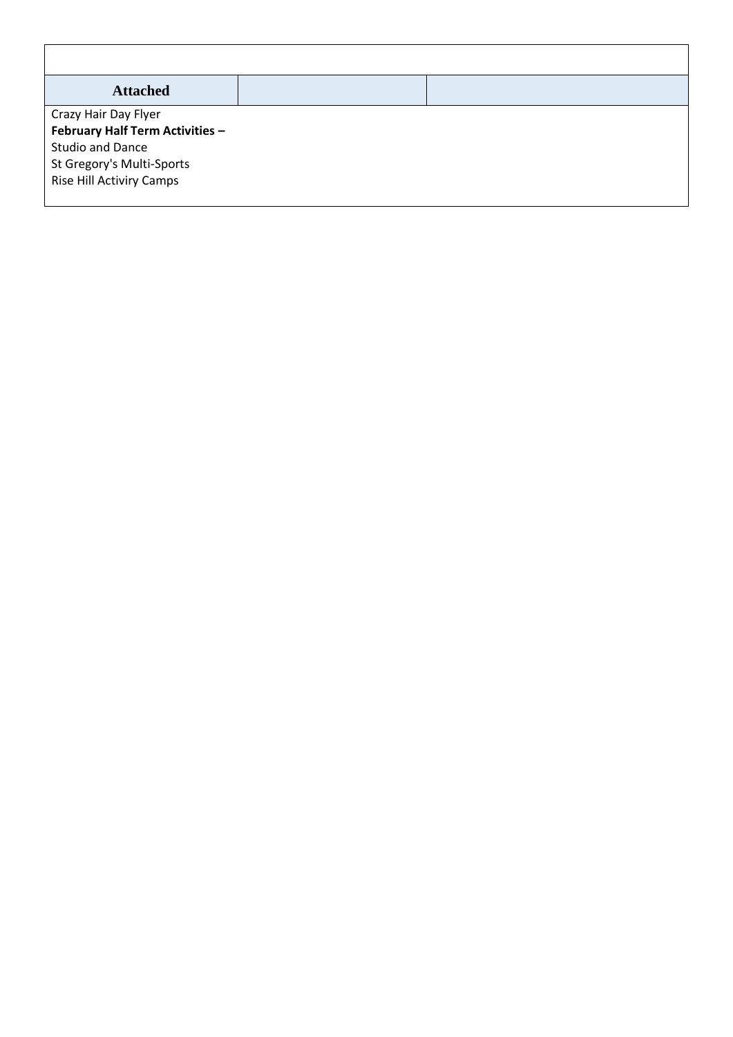| | | |
|---|---|---|
| **Attached** | | |

Crazy Hair Day Flyer

**February Half Term Activities –**

Studio and Dance

St Gregory's Multi-Sports

Rise Hill Activiry Camps